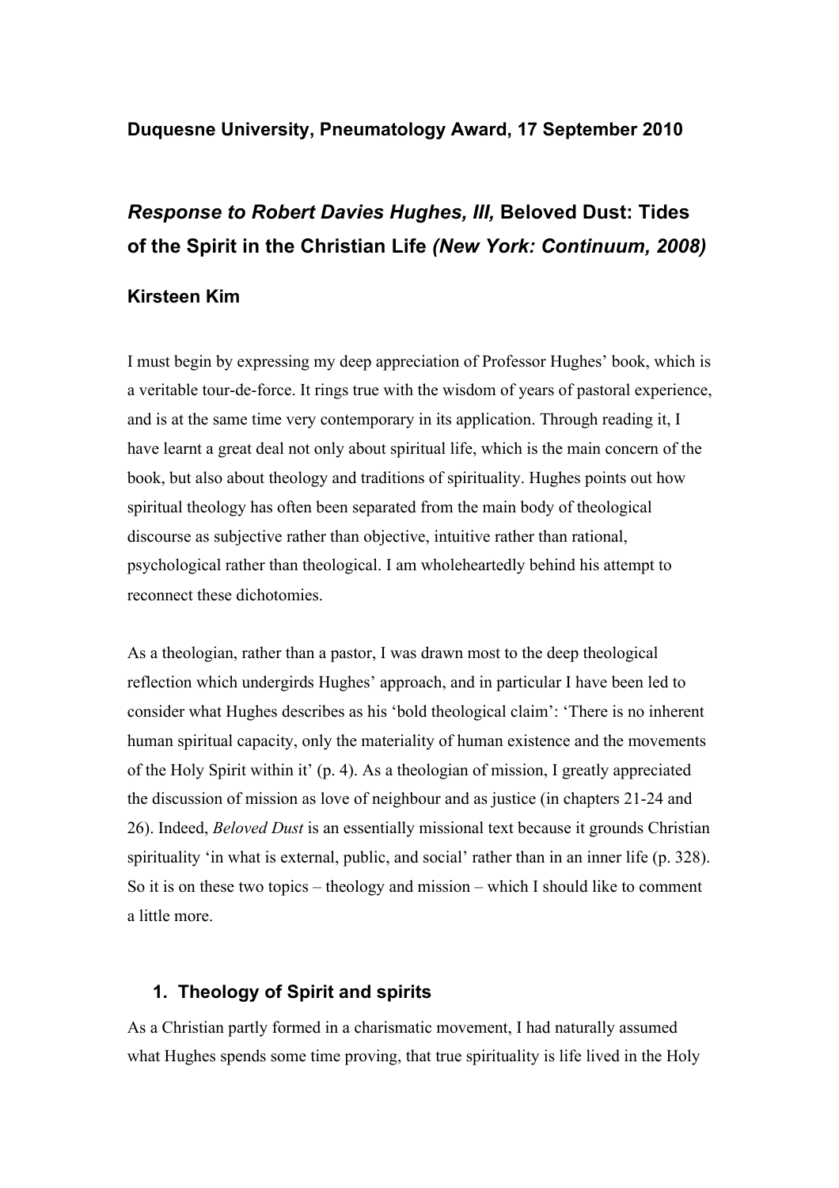**Duquesne University, Pneumatology Award, 17 September 2010**

# *Response to Robert Davies Hughes, III,* Beloved Dust: Tides of the Spirit in the Christian Life *(New York: Continuum, 2008)*

**Kirsteen Kim**

I must begin by expressing my deep appreciation of Professor Hughes' book, which is a veritable tour-de-force. It rings true with the wisdom of years of pastoral experience, and is at the same time very contemporary in its application. Through reading it, I have learnt a great deal not only about spiritual life, which is the main concern of the book, but also about theology and traditions of spirituality. Hughes points out how spiritual theology has often been separated from the main body of theological discourse as subjective rather than objective, intuitive rather than rational, psychological rather than theological. I am wholeheartedly behind his attempt to reconnect these dichotomies.

As a theologian, rather than a pastor, I was drawn most to the deep theological reflection which undergirds Hughes' approach, and in particular I have been led to consider what Hughes describes as his 'bold theological claim': 'There is no inherent human spiritual capacity, only the materiality of human existence and the movements of the Holy Spirit within it' (p. 4). As a theologian of mission, I greatly appreciated the discussion of mission as love of neighbour and as justice (in chapters 21-24 and 26). Indeed, *Beloved Dust* is an essentially missional text because it grounds Christian spirituality 'in what is external, public, and social' rather than in an inner life (p. 328). So it is on these two topics – theology and mission – which I should like to comment a little more.

## 1. Theology of Spirit and spirits

As a Christian partly formed in a charismatic movement, I had naturally assumed what Hughes spends some time proving, that true spirituality is life lived in the Holy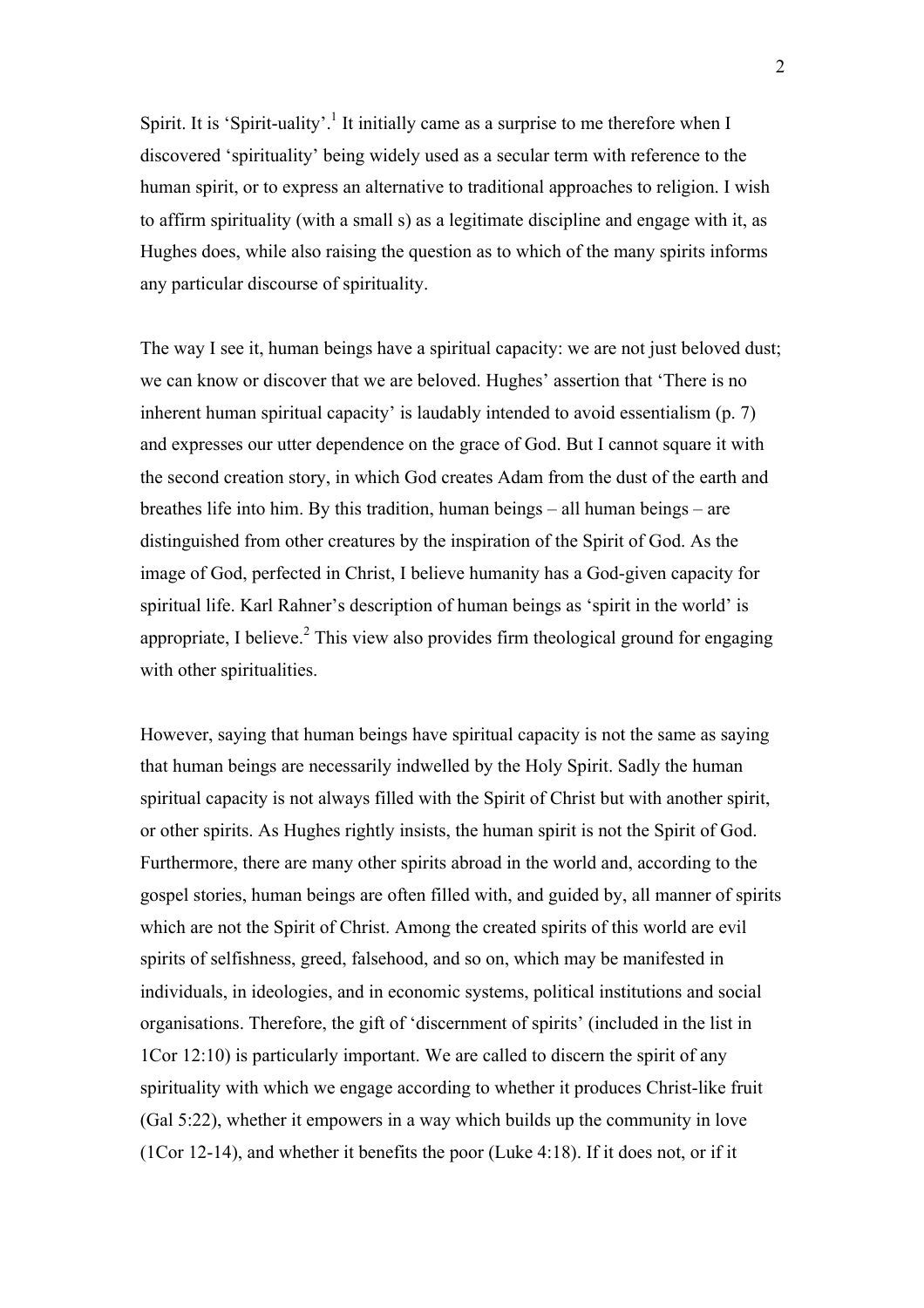Spirit. It is 'Spirit-uality'.[1] It initially came as a surprise to me therefore when I discovered 'spirituality' being widely used as a secular term with reference to the human spirit, or to express an alternative to traditional approaches to religion. I wish to affirm spirituality (with a small s) as a legitimate discipline and engage with it, as Hughes does, while also raising the question as to which of the many spirits informs any particular discourse of spirituality.

The way I see it, human beings have a spiritual capacity: we are not just beloved dust; we can know or discover that we are beloved. Hughes' assertion that 'There is no inherent human spiritual capacity' is laudably intended to avoid essentialism (p. 7) and expresses our utter dependence on the grace of God. But I cannot square it with the second creation story, in which God creates Adam from the dust of the earth and breathes life into him. By this tradition, human beings – all human beings – are distinguished from other creatures by the inspiration of the Spirit of God. As the image of God, perfected in Christ, I believe humanity has a God-given capacity for spiritual life. Karl Rahner's description of human beings as 'spirit in the world' is appropriate, I believe.[2] This view also provides firm theological ground for engaging with other spiritualities.

However, saying that human beings have spiritual capacity is not the same as saying that human beings are necessarily indwelled by the Holy Spirit. Sadly the human spiritual capacity is not always filled with the Spirit of Christ but with another spirit, or other spirits. As Hughes rightly insists, the human spirit is not the Spirit of God. Furthermore, there are many other spirits abroad in the world and, according to the gospel stories, human beings are often filled with, and guided by, all manner of spirits which are not the Spirit of Christ. Among the created spirits of this world are evil spirits of selfishness, greed, falsehood, and so on, which may be manifested in individuals, in ideologies, and in economic systems, political institutions and social organisations. Therefore, the gift of 'discernment of spirits' (included in the list in 1Cor 12:10) is particularly important. We are called to discern the spirit of any spirituality with which we engage according to whether it produces Christ-like fruit (Gal 5:22), whether it empowers in a way which builds up the community in love (1Cor 12-14), and whether it benefits the poor (Luke 4:18). If it does not, or if it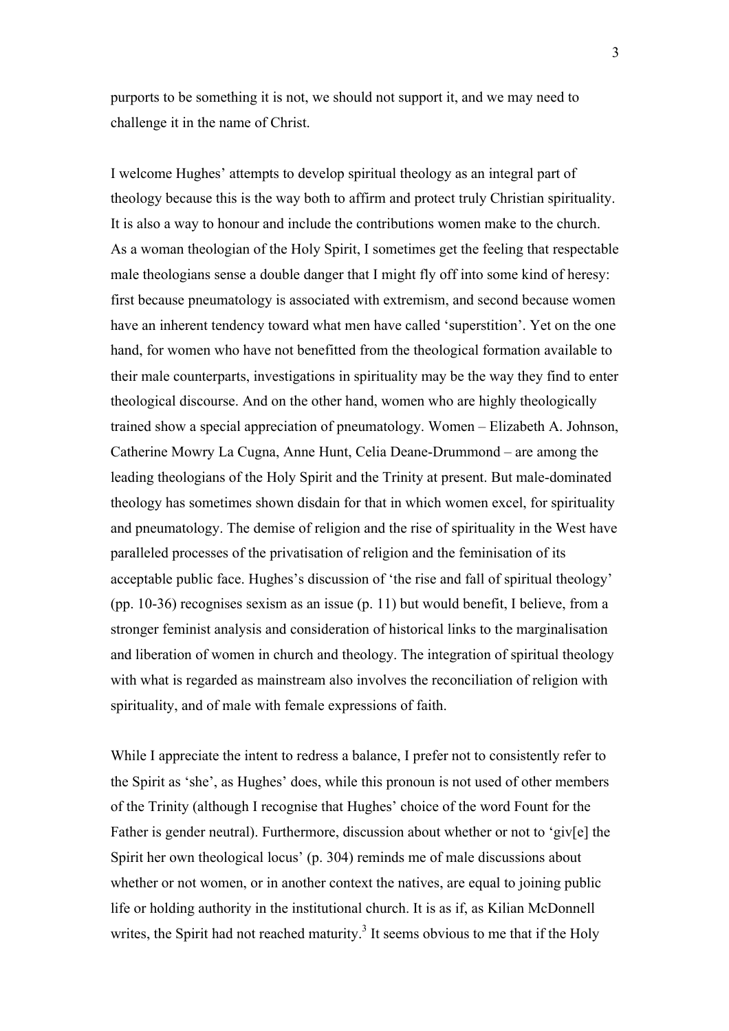purports to be something it is not, we should not support it, and we may need to challenge it in the name of Christ.

I welcome Hughes' attempts to develop spiritual theology as an integral part of theology because this is the way both to affirm and protect truly Christian spirituality. It is also a way to honour and include the contributions women make to the church. As a woman theologian of the Holy Spirit, I sometimes get the feeling that respectable male theologians sense a double danger that I might fly off into some kind of heresy: first because pneumatology is associated with extremism, and second because women have an inherent tendency toward what men have called 'superstition'. Yet on the one hand, for women who have not benefitted from the theological formation available to their male counterparts, investigations in spirituality may be the way they find to enter theological discourse. And on the other hand, women who are highly theologically trained show a special appreciation of pneumatology. Women – Elizabeth A. Johnson, Catherine Mowry La Cugna, Anne Hunt, Celia Deane-Drummond – are among the leading theologians of the Holy Spirit and the Trinity at present. But male-dominated theology has sometimes shown disdain for that in which women excel, for spirituality and pneumatology. The demise of religion and the rise of spirituality in the West have paralleled processes of the privatisation of religion and the feminisation of its acceptable public face. Hughes's discussion of 'the rise and fall of spiritual theology' (pp. 10-36) recognises sexism as an issue (p. 11) but would benefit, I believe, from a stronger feminist analysis and consideration of historical links to the marginalisation and liberation of women in church and theology. The integration of spiritual theology with what is regarded as mainstream also involves the reconciliation of religion with spirituality, and of male with female expressions of faith.

While I appreciate the intent to redress a balance, I prefer not to consistently refer to the Spirit as 'she', as Hughes' does, while this pronoun is not used of other members of the Trinity (although I recognise that Hughes' choice of the word Fount for the Father is gender neutral). Furthermore, discussion about whether or not to 'giv[e] the Spirit her own theological locus' (p. 304) reminds me of male discussions about whether or not women, or in another context the natives, are equal to joining public life or holding authority in the institutional church. It is as if, as Kilian McDonnell writes, the Spirit had not reached maturity.[3] It seems obvious to me that if the Holy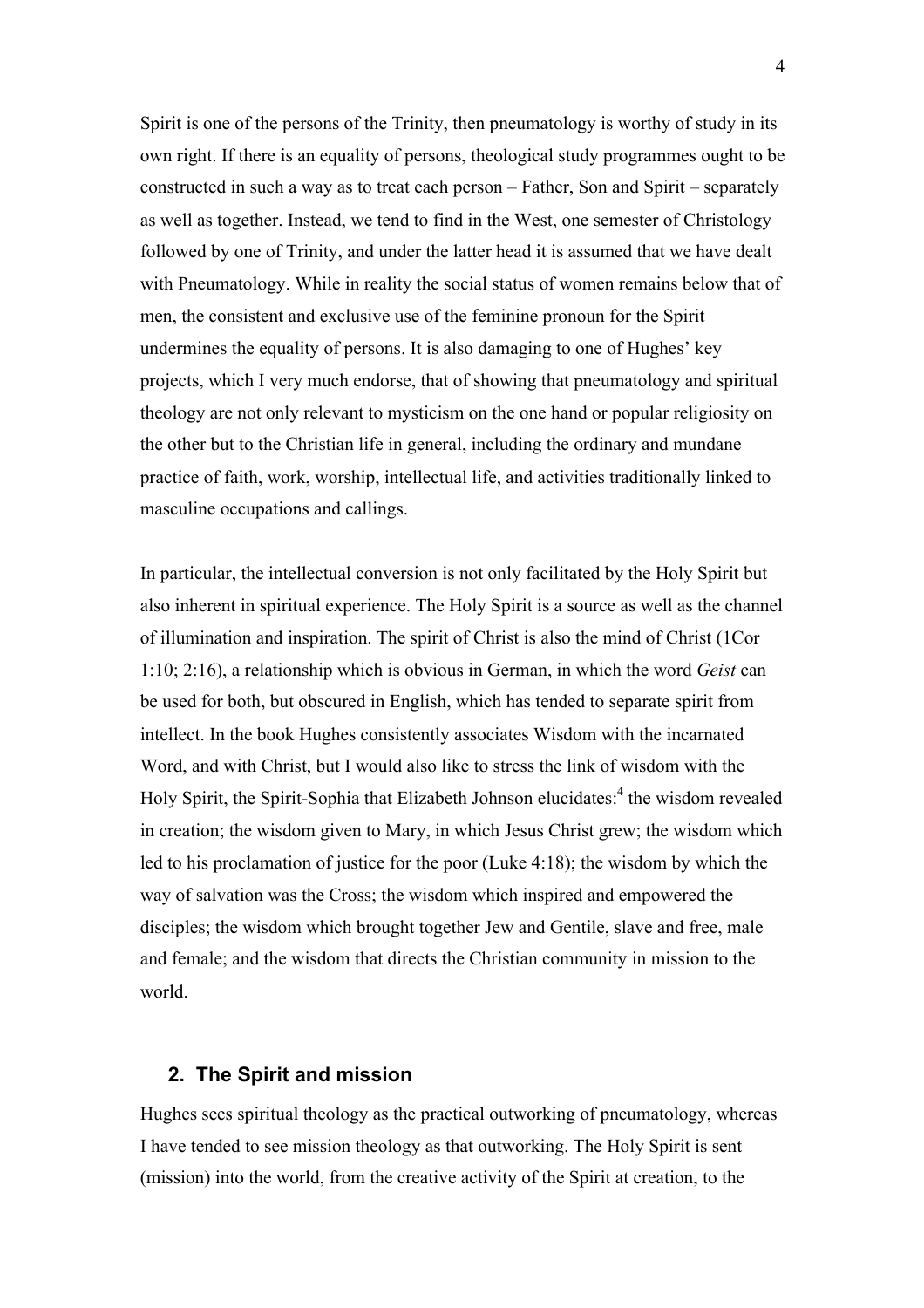Spirit is one of the persons of the Trinity, then pneumatology is worthy of study in its own right. If there is an equality of persons, theological study programmes ought to be constructed in such a way as to treat each person – Father, Son and Spirit – separately as well as together. Instead, we tend to find in the West, one semester of Christology followed by one of Trinity, and under the latter head it is assumed that we have dealt with Pneumatology. While in reality the social status of women remains below that of men, the consistent and exclusive use of the feminine pronoun for the Spirit undermines the equality of persons. It is also damaging to one of Hughes' key projects, which I very much endorse, that of showing that pneumatology and spiritual theology are not only relevant to mysticism on the one hand or popular religiosity on the other but to the Christian life in general, including the ordinary and mundane practice of faith, work, worship, intellectual life, and activities traditionally linked to masculine occupations and callings.

In particular, the intellectual conversion is not only facilitated by the Holy Spirit but also inherent in spiritual experience. The Holy Spirit is a source as well as the channel of illumination and inspiration. The spirit of Christ is also the mind of Christ (1Cor 1:10; 2:16), a relationship which is obvious in German, in which the word *Geist* can be used for both, but obscured in English, which has tended to separate spirit from intellect. In the book Hughes consistently associates Wisdom with the incarnated Word, and with Christ, but I would also like to stress the link of wisdom with the Holy Spirit, the Spirit-Sophia that Elizabeth Johnson elucidates:[4] the wisdom revealed in creation; the wisdom given to Mary, in which Jesus Christ grew; the wisdom which led to his proclamation of justice for the poor (Luke 4:18); the wisdom by which the way of salvation was the Cross; the wisdom which inspired and empowered the disciples; the wisdom which brought together Jew and Gentile, slave and free, male and female; and the wisdom that directs the Christian community in mission to the world.

## 2. The Spirit and mission

Hughes sees spiritual theology as the practical outworking of pneumatology, whereas I have tended to see mission theology as that outworking. The Holy Spirit is sent (mission) into the world, from the creative activity of the Spirit at creation, to the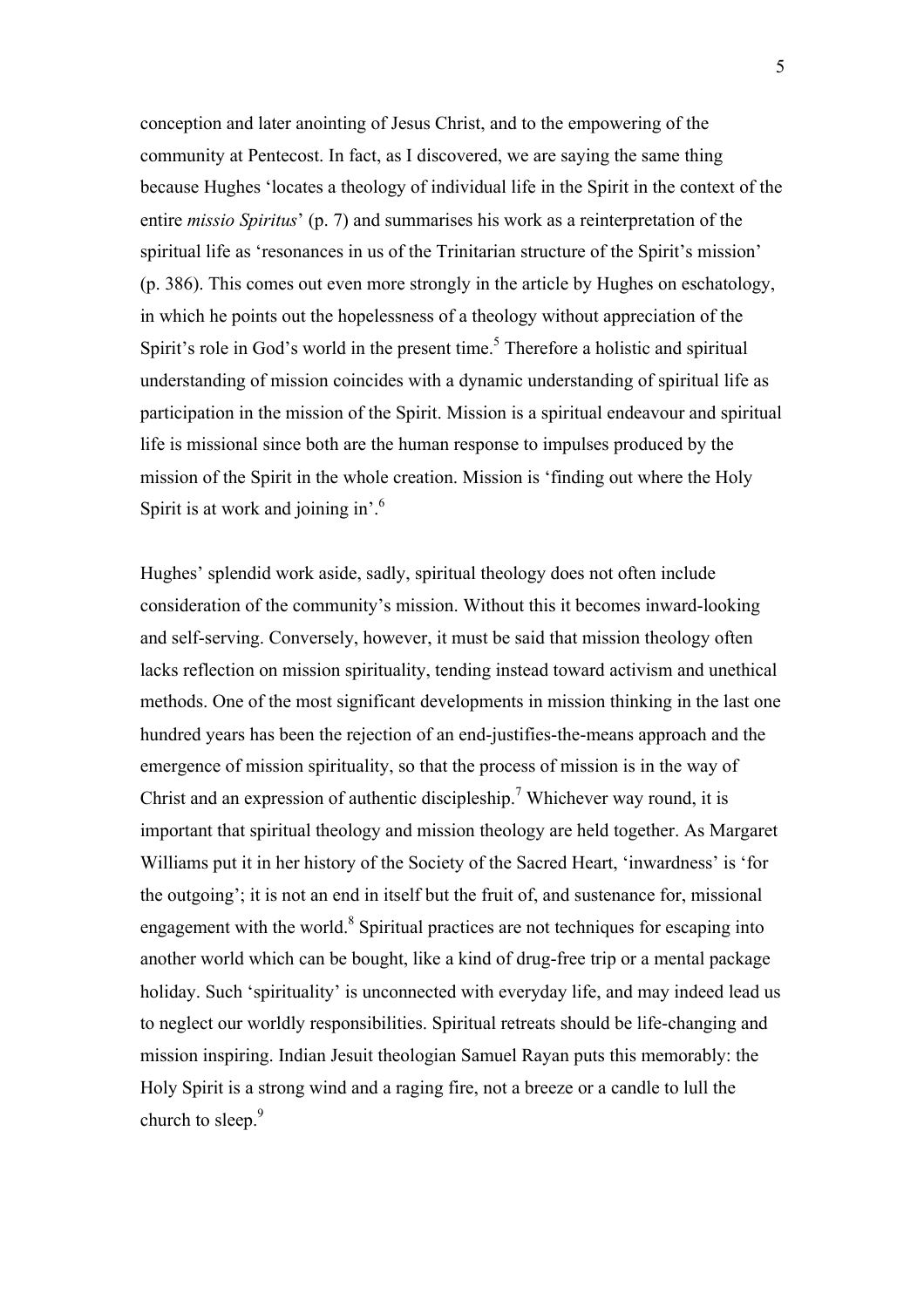conception and later anointing of Jesus Christ, and to the empowering of the community at Pentecost. In fact, as I discovered, we are saying the same thing because Hughes 'locates a theology of individual life in the Spirit in the context of the entire *missio Spiritus*' (p. 7) and summarises his work as a reinterpretation of the spiritual life as 'resonances in us of the Trinitarian structure of the Spirit's mission' (p. 386). This comes out even more strongly in the article by Hughes on eschatology, in which he points out the hopelessness of a theology without appreciation of the Spirit's role in God's world in the present time.[5] Therefore a holistic and spiritual understanding of mission coincides with a dynamic understanding of spiritual life as participation in the mission of the Spirit. Mission is a spiritual endeavour and spiritual life is missional since both are the human response to impulses produced by the mission of the Spirit in the whole creation. Mission is 'finding out where the Holy Spirit is at work and joining in'.[6]

Hughes' splendid work aside, sadly, spiritual theology does not often include consideration of the community's mission. Without this it becomes inward-looking and self-serving. Conversely, however, it must be said that mission theology often lacks reflection on mission spirituality, tending instead toward activism and unethical methods. One of the most significant developments in mission thinking in the last one hundred years has been the rejection of an end-justifies-the-means approach and the emergence of mission spirituality, so that the process of mission is in the way of Christ and an expression of authentic discipleship.[7] Whichever way round, it is important that spiritual theology and mission theology are held together. As Margaret Williams put it in her history of the Society of the Sacred Heart, 'inwardness' is 'for the outgoing'; it is not an end in itself but the fruit of, and sustenance for, missional engagement with the world.[8] Spiritual practices are not techniques for escaping into another world which can be bought, like a kind of drug-free trip or a mental package holiday. Such 'spirituality' is unconnected with everyday life, and may indeed lead us to neglect our worldly responsibilities. Spiritual retreats should be life-changing and mission inspiring. Indian Jesuit theologian Samuel Rayan puts this memorably: the Holy Spirit is a strong wind and a raging fire, not a breeze or a candle to lull the church to sleep.[9]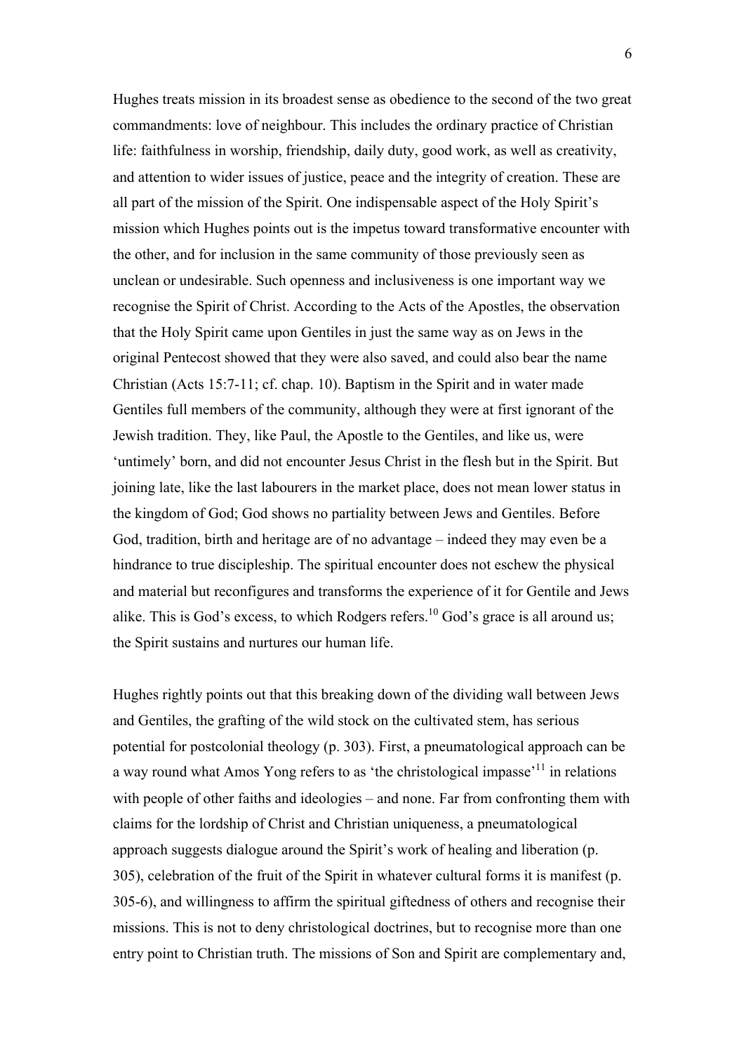Hughes treats mission in its broadest sense as obedience to the second of the two great commandments: love of neighbour. This includes the ordinary practice of Christian life: faithfulness in worship, friendship, daily duty, good work, as well as creativity, and attention to wider issues of justice, peace and the integrity of creation. These are all part of the mission of the Spirit. One indispensable aspect of the Holy Spirit's mission which Hughes points out is the impetus toward transformative encounter with the other, and for inclusion in the same community of those previously seen as unclean or undesirable. Such openness and inclusiveness is one important way we recognise the Spirit of Christ. According to the Acts of the Apostles, the observation that the Holy Spirit came upon Gentiles in just the same way as on Jews in the original Pentecost showed that they were also saved, and could also bear the name Christian (Acts 15:7-11; cf. chap. 10). Baptism in the Spirit and in water made Gentiles full members of the community, although they were at first ignorant of the Jewish tradition. They, like Paul, the Apostle to the Gentiles, and like us, were 'untimely' born, and did not encounter Jesus Christ in the flesh but in the Spirit. But joining late, like the last labourers in the market place, does not mean lower status in the kingdom of God; God shows no partiality between Jews and Gentiles. Before God, tradition, birth and heritage are of no advantage – indeed they may even be a hindrance to true discipleship. The spiritual encounter does not eschew the physical and material but reconfigures and transforms the experience of it for Gentile and Jews alike. This is God's excess, to which Rodgers refers.[10] God's grace is all around us; the Spirit sustains and nurtures our human life.

Hughes rightly points out that this breaking down of the dividing wall between Jews and Gentiles, the grafting of the wild stock on the cultivated stem, has serious potential for postcolonial theology (p. 303). First, a pneumatological approach can be a way round what Amos Yong refers to as 'the christological impasse'[11] in relations with people of other faiths and ideologies – and none. Far from confronting them with claims for the lordship of Christ and Christian uniqueness, a pneumatological approach suggests dialogue around the Spirit's work of healing and liberation (p. 305), celebration of the fruit of the Spirit in whatever cultural forms it is manifest (p. 305-6), and willingness to affirm the spiritual giftedness of others and recognise their missions. This is not to deny christological doctrines, but to recognise more than one entry point to Christian truth. The missions of Son and Spirit are complementary and,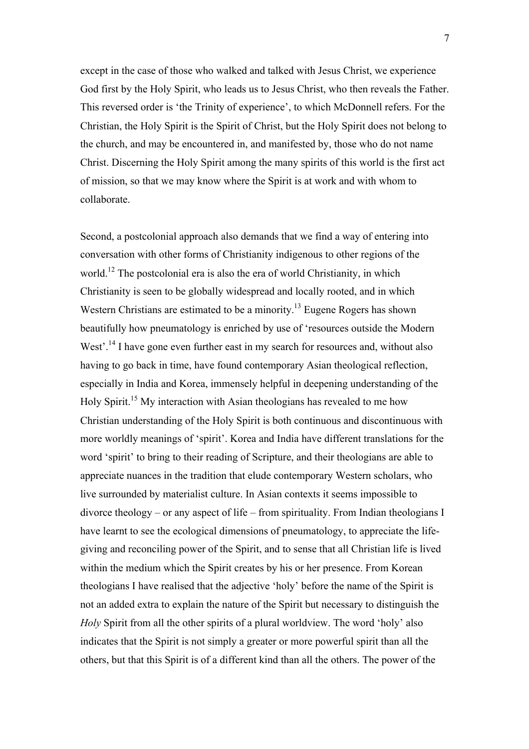except in the case of those who walked and talked with Jesus Christ, we experience God first by the Holy Spirit, who leads us to Jesus Christ, who then reveals the Father. This reversed order is 'the Trinity of experience', to which McDonnell refers. For the Christian, the Holy Spirit is the Spirit of Christ, but the Holy Spirit does not belong to the church, and may be encountered in, and manifested by, those who do not name Christ. Discerning the Holy Spirit among the many spirits of this world is the first act of mission, so that we may know where the Spirit is at work and with whom to collaborate.

Second, a postcolonial approach also demands that we find a way of entering into conversation with other forms of Christianity indigenous to other regions of the world.[12] The postcolonial era is also the era of world Christianity, in which Christianity is seen to be globally widespread and locally rooted, and in which Western Christians are estimated to be a minority.[13] Eugene Rogers has shown beautifully how pneumatology is enriched by use of 'resources outside the Modern West'.[14] I have gone even further east in my search for resources and, without also having to go back in time, have found contemporary Asian theological reflection, especially in India and Korea, immensely helpful in deepening understanding of the Holy Spirit.[15] My interaction with Asian theologians has revealed to me how Christian understanding of the Holy Spirit is both continuous and discontinuous with more worldly meanings of 'spirit'. Korea and India have different translations for the word 'spirit' to bring to their reading of Scripture, and their theologians are able to appreciate nuances in the tradition that elude contemporary Western scholars, who live surrounded by materialist culture. In Asian contexts it seems impossible to divorce theology – or any aspect of life – from spirituality. From Indian theologians I have learnt to see the ecological dimensions of pneumatology, to appreciate the life-giving and reconciling power of the Spirit, and to sense that all Christian life is lived within the medium which the Spirit creates by his or her presence. From Korean theologians I have realised that the adjective 'holy' before the name of the Spirit is not an added extra to explain the nature of the Spirit but necessary to distinguish the *Holy* Spirit from all the other spirits of a plural worldview. The word 'holy' also indicates that the Spirit is not simply a greater or more powerful spirit than all the others, but that this Spirit is of a different kind than all the others. The power of the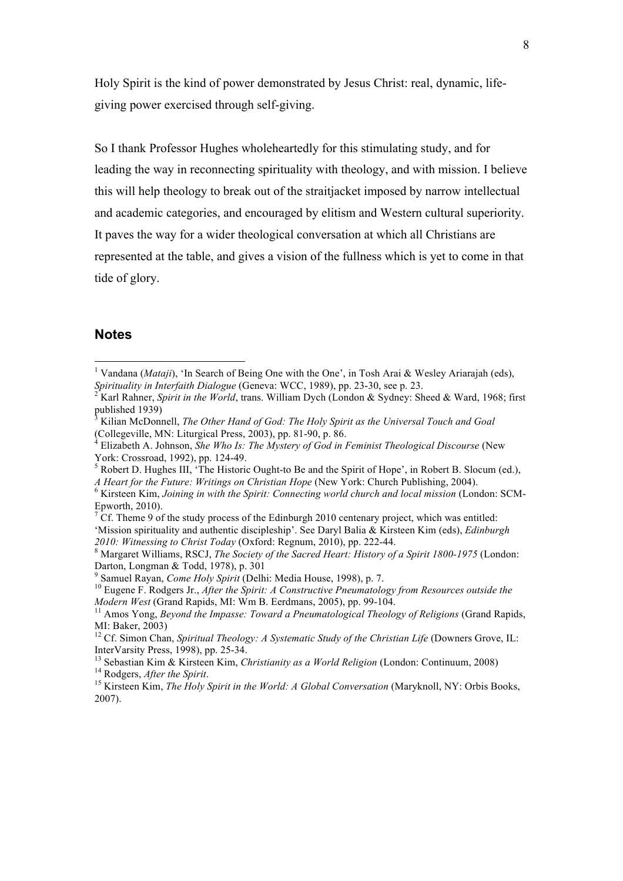Holy Spirit is the kind of power demonstrated by Jesus Christ: real, dynamic, life-giving power exercised through self-giving.

So I thank Professor Hughes wholeheartedly for this stimulating study, and for leading the way in reconnecting spirituality with theology, and with mission. I believe this will help theology to break out of the straitjacket imposed by narrow intellectual and academic categories, and encouraged by elitism and Western cultural superiority. It paves the way for a wider theological conversation at which all Christians are represented at the table, and gives a vision of the fullness which is yet to come in that tide of glory.

## Notes

[1] Vandana (*Mataji*), 'In Search of Being One with the One', in Tosh Arai & Wesley Ariarajah (eds), *Spirituality in Interfaith Dialogue* (Geneva: WCC, 1989), pp. 23-30, see p. 23.

[2] Karl Rahner, *Spirit in the World*, trans. William Dych (London & Sydney: Sheed & Ward, 1968; first published 1939)

[3] Kilian McDonnell, *The Other Hand of God: The Holy Spirit as the Universal Touch and Goal* (Collegeville, MN: Liturgical Press, 2003), pp. 81-90, p. 86.

[4] Elizabeth A. Johnson, *She Who Is: The Mystery of God in Feminist Theological Discourse* (New York: Crossroad, 1992), pp. 124-49.

[5] Robert D. Hughes III, 'The Historic Ought-to Be and the Spirit of Hope', in Robert B. Slocum (ed.), *A Heart for the Future: Writings on Christian Hope* (New York: Church Publishing, 2004).

[6] Kirsteen Kim, *Joining in with the Spirit: Connecting world church and local mission* (London: SCM-Epworth, 2010).

[7] Cf. Theme 9 of the study process of the Edinburgh 2010 centenary project, which was entitled: 'Mission spirituality and authentic discipleship'. See Daryl Balia & Kirsteen Kim (eds), *Edinburgh 2010: Witnessing to Christ Today* (Oxford: Regnum, 2010), pp. 222-44.

[8] Margaret Williams, RSCJ, *The Society of the Sacred Heart: History of a Spirit 1800-1975* (London: Darton, Longman & Todd, 1978), p. 301

[9] Samuel Rayan, *Come Holy Spirit* (Delhi: Media House, 1998), p. 7.

[10] Eugene F. Rodgers Jr., *After the Spirit: A Constructive Pneumatology from Resources outside the Modern West* (Grand Rapids, MI: Wm B. Eerdmans, 2005), pp. 99-104.

[11] Amos Yong, *Beyond the Impasse: Toward a Pneumatological Theology of Religions* (Grand Rapids, MI: Baker, 2003)

[12] Cf. Simon Chan, *Spiritual Theology: A Systematic Study of the Christian Life* (Downers Grove, IL: InterVarsity Press, 1998), pp. 25-34.

[13] Sebastian Kim & Kirsteen Kim, *Christianity as a World Religion* (London: Continuum, 2008)

[14] Rodgers, *After the Spirit*.

[15] Kirsteen Kim, *The Holy Spirit in the World: A Global Conversation* (Maryknoll, NY: Orbis Books, 2007).